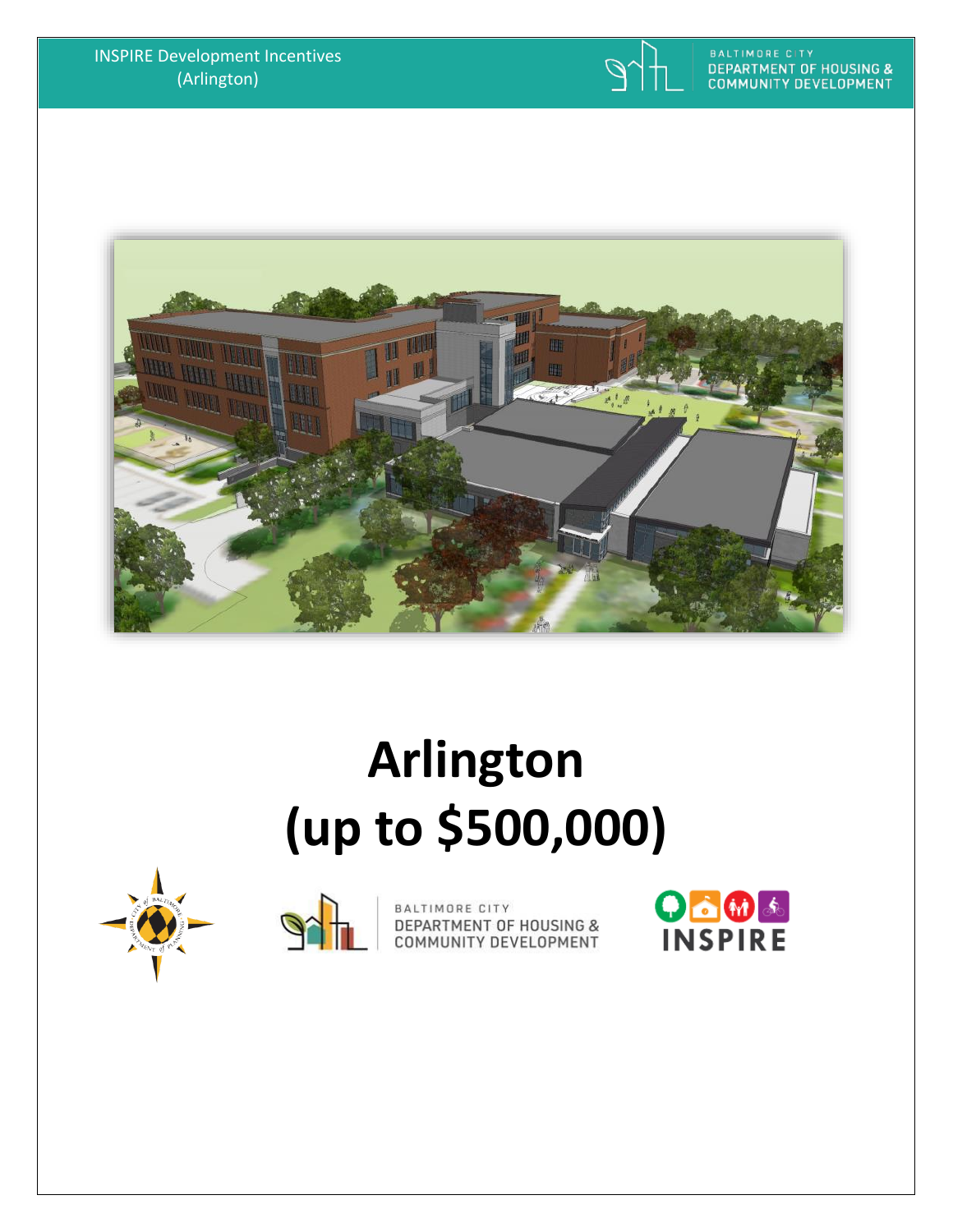# Arlington (up to $500,000)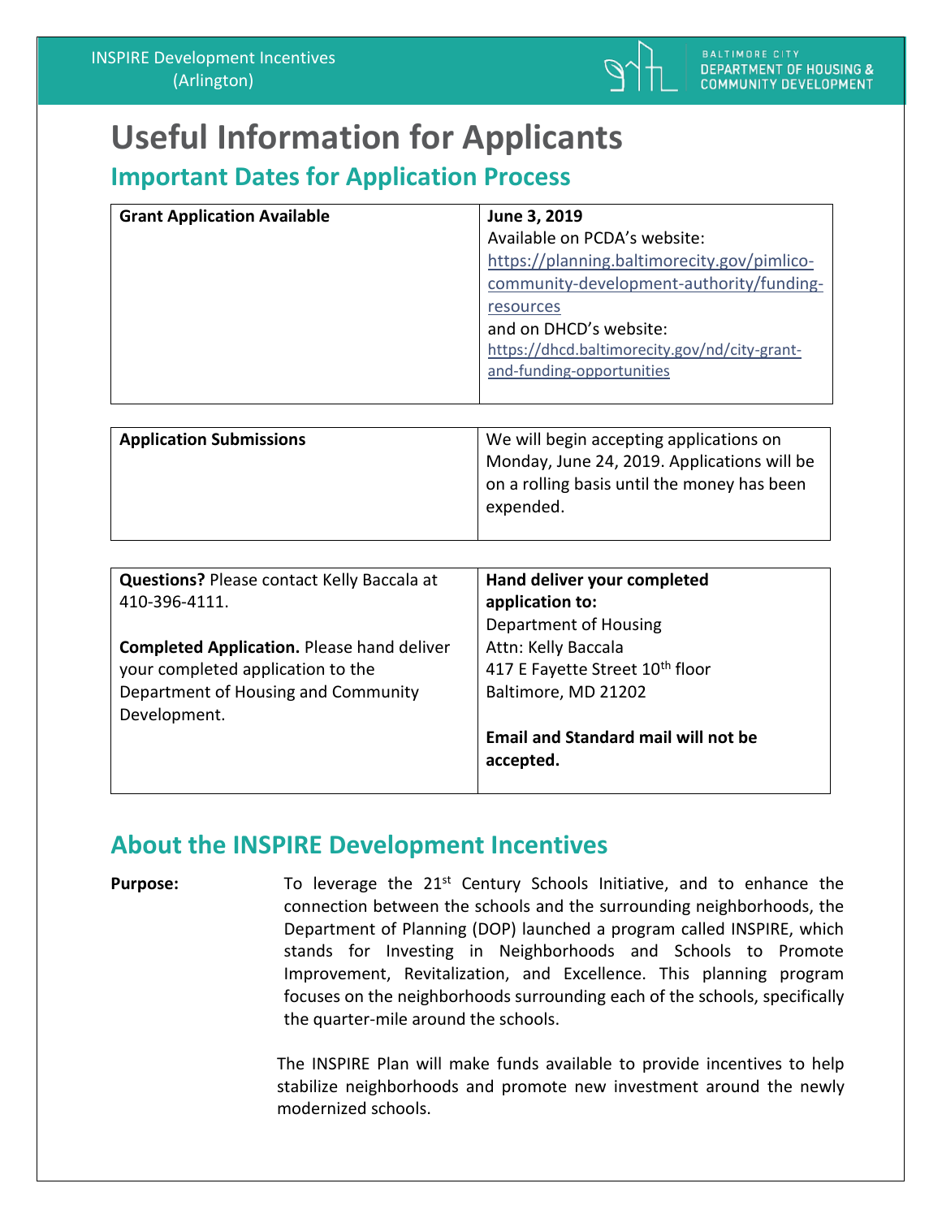# Useful Information for Applicants

## Important Dates for Application Process

| Grant Application Available | **June 3, 2019**<br>Available on PCDA's website:<br>https://planning.baltimorecity.gov/pimlico-community-development-authority/funding-resources<br>and on DHCD's website:<br>https://dhcd.baltimorecity.gov/nd/city-grant-and-funding-opportunities |
|---|---|

| Application Submissions | We will begin accepting applications on Monday, June 24, 2019. Applications will be on a rolling basis until the money has been expended. |
|---|---|

| **Questions?** Please contact Kelly Baccala at 410-396-4111.<br><br>**Completed Application.** Please hand deliver your completed application to the Department of Housing and Community Development. | **Hand deliver your completed application to:**<br>Department of Housing<br>Attn: Kelly Baccala<br>417 E Fayette Street 10th floor<br>Baltimore, MD 21202<br><br>**Email and Standard mail will not be accepted.** |
|---|---|

## About the INSPIRE Development Incentives

**Purpose:** To leverage the 21st Century Schools Initiative, and to enhance the connection between the schools and the surrounding neighborhoods, the Department of Planning (DOP) launched a program called INSPIRE, which stands for Investing in Neighborhoods and Schools to Promote Improvement, Revitalization, and Excellence. This planning program focuses on the neighborhoods surrounding each of the schools, specifically the quarter-mile around the schools.

The INSPIRE Plan will make funds available to provide incentives to help stabilize neighborhoods and promote new investment around the newly modernized schools.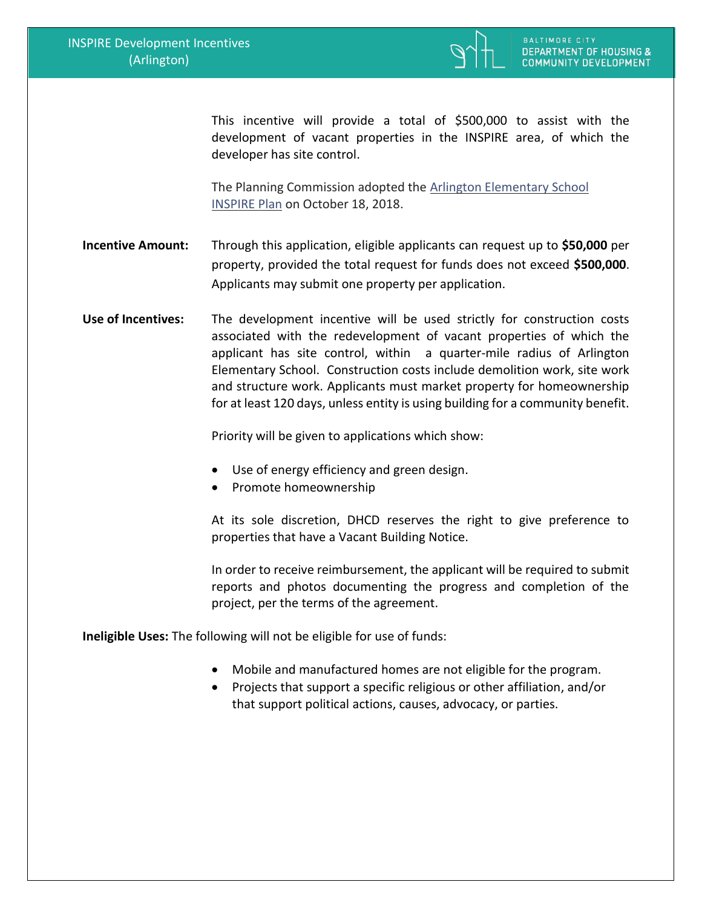This incentive will provide a total of $500,000 to assist with the development of vacant properties in the INSPIRE area, of which the developer has site control.

The Planning Commission adopted the [Arlington Elementary School INSPIRE Plan] on October 18, 2018.

**Incentive Amount:** Through this application, eligible applicants can request up to **$50,000** per property, provided the total request for funds does not exceed **$500,000**. Applicants may submit one property per application.

**Use of Incentives:** The development incentive will be used strictly for construction costs associated with the redevelopment of vacant properties of which the applicant has site control, within a quarter-mile radius of Arlington Elementary School. Construction costs include demolition work, site work and structure work. Applicants must market property for homeownership for at least 120 days, unless entity is using building for a community benefit.

Priority will be given to applications which show:

- Use of energy efficiency and green design.
- Promote homeownership

At its sole discretion, DHCD reserves the right to give preference to properties that have a Vacant Building Notice.

In order to receive reimbursement, the applicant will be required to submit reports and photos documenting the progress and completion of the project, per the terms of the agreement.

**Ineligible Uses:** The following will not be eligible for use of funds:

- Mobile and manufactured homes are not eligible for the program.
- Projects that support a specific religious or other affiliation, and/or that support political actions, causes, advocacy, or parties.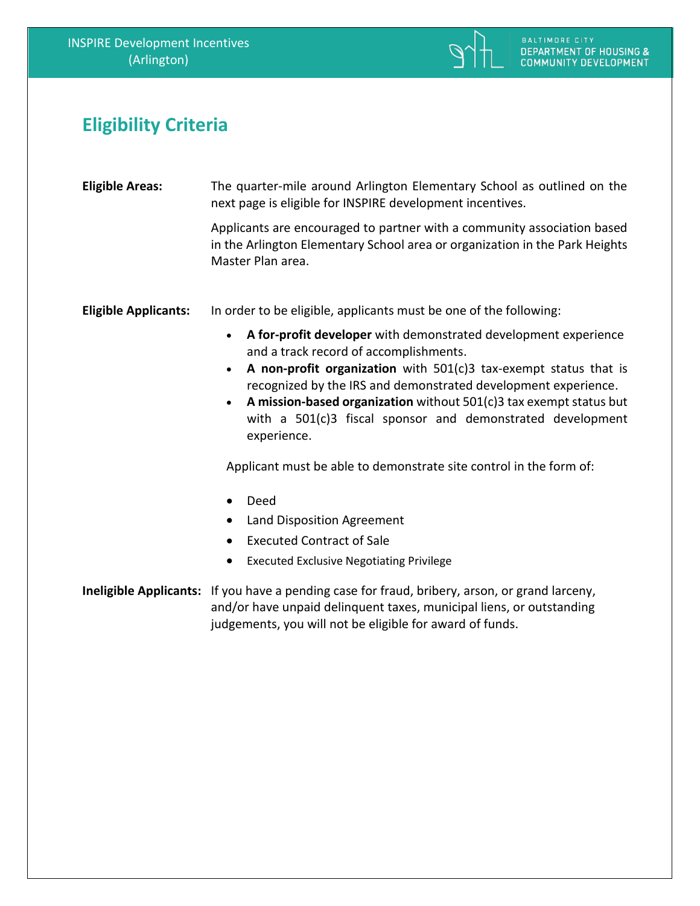## Eligibility Criteria

**Eligible Areas:** The quarter-mile around Arlington Elementary School as outlined on the next page is eligible for INSPIRE development incentives.

Applicants are encouraged to partner with a community association based in the Arlington Elementary School area or organization in the Park Heights Master Plan area.

**Eligible Applicants:** In order to be eligible, applicants must be one of the following:

- **A for-profit developer** with demonstrated development experience and a track record of accomplishments.
- **A non-profit organization** with 501(c)3 tax-exempt status that is recognized by the IRS and demonstrated development experience.
- **A mission-based organization** without 501(c)3 tax exempt status but with a 501(c)3 fiscal sponsor and demonstrated development experience.

Applicant must be able to demonstrate site control in the form of:

- Deed
- Land Disposition Agreement
- Executed Contract of Sale
- Executed Exclusive Negotiating Privilege

**Ineligible Applicants:** If you have a pending case for fraud, bribery, arson, or grand larceny, and/or have unpaid delinquent taxes, municipal liens, or outstanding judgements, you will not be eligible for award of funds.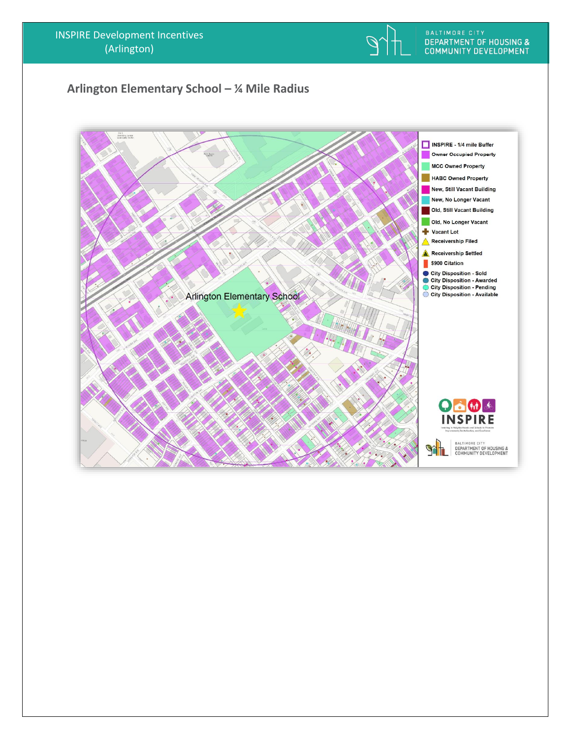## Arlington Elementary School – ¼ Mile Radius

Arlington Elementary School

- INSPIRE - 1/4 mile Buffer
- Owner Occupied Property
- MCC Owned Property
- HABC Owned Property
- New, Still Vacant Building
- New, No Longer Vacant
- Old, Still Vacant Building
- Old, No Longer Vacant
- Vacant Lot
- Receivership Filed
- Receivership Settled
- $900 Citation
- City Disposition - Sold
- City Disposition - Awarded
- City Disposition - Pending
- City Disposition - Available

INSPIRE

BALTIMORE CITY DEPARTMENT OF HOUSING & COMMUNITY DEVELOPMENT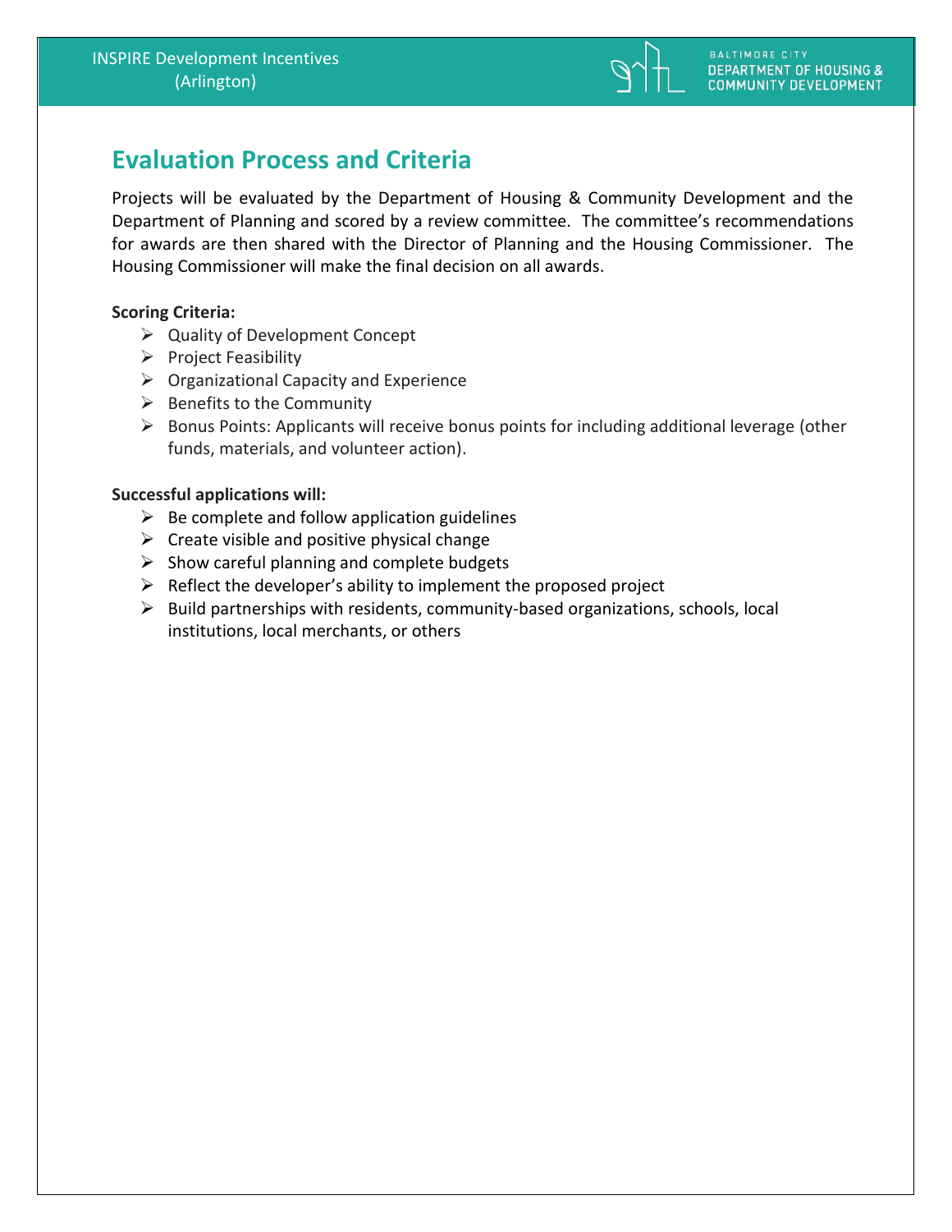## Evaluation Process and Criteria

Projects will be evaluated by the Department of Housing & Community Development and the Department of Planning and scored by a review committee. The committee's recommendations for awards are then shared with the Director of Planning and the Housing Commissioner. The Housing Commissioner will make the final decision on all awards.

**Scoring Criteria:**

- Quality of Development Concept
- Project Feasibility
- Organizational Capacity and Experience
- Benefits to the Community
- Bonus Points: Applicants will receive bonus points for including additional leverage (other funds, materials, and volunteer action).

**Successful applications will:**

- Be complete and follow application guidelines
- Create visible and positive physical change
- Show careful planning and complete budgets
- Reflect the developer's ability to implement the proposed project
- Build partnerships with residents, community-based organizations, schools, local institutions, local merchants, or others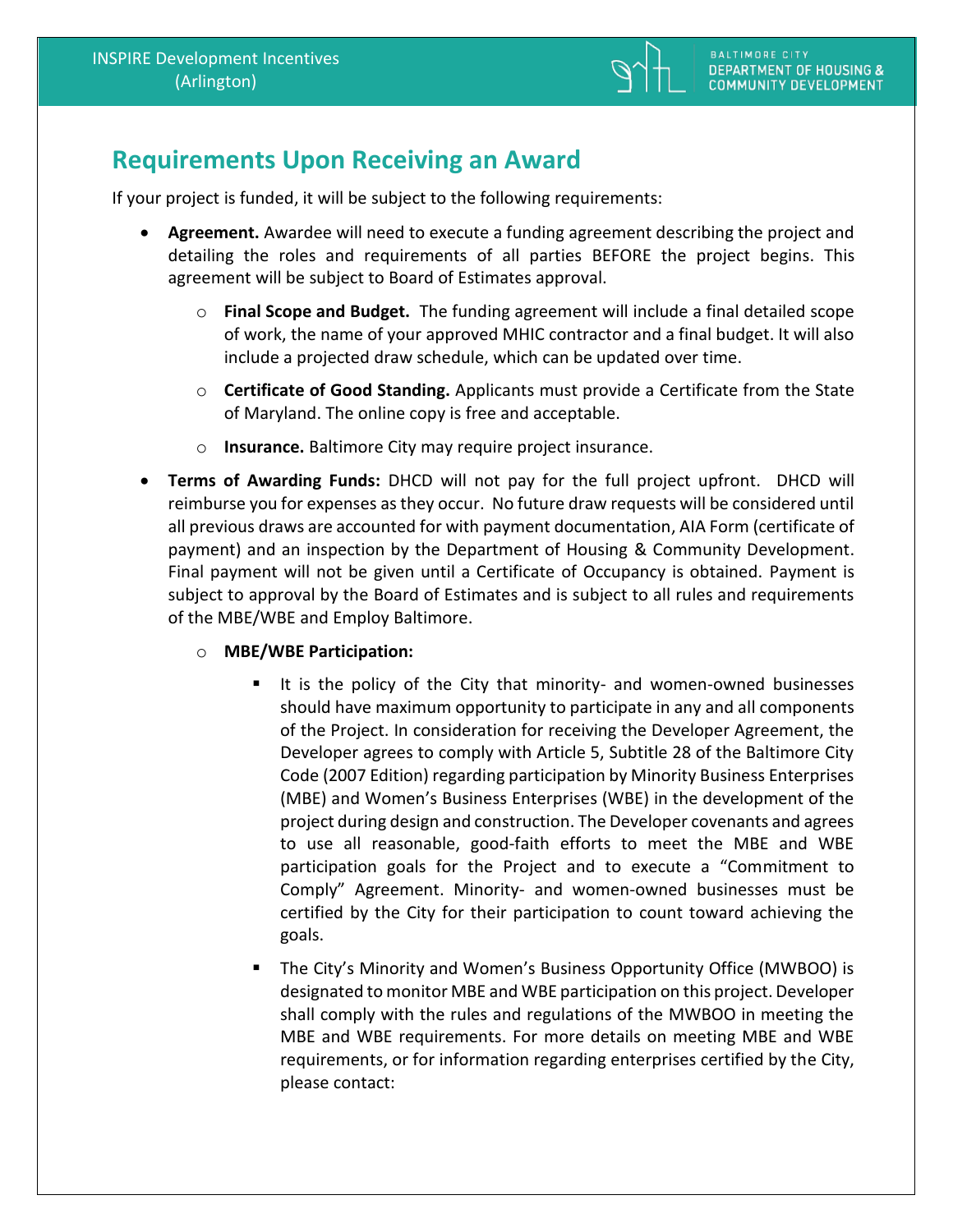## Requirements Upon Receiving an Award

If your project is funded, it will be subject to the following requirements:

- **Agreement.** Awardee will need to execute a funding agreement describing the project and detailing the roles and requirements of all parties BEFORE the project begins. This agreement will be subject to Board of Estimates approval.
  - **Final Scope and Budget.** The funding agreement will include a final detailed scope of work, the name of your approved MHIC contractor and a final budget. It will also include a projected draw schedule, which can be updated over time.
  - **Certificate of Good Standing.** Applicants must provide a Certificate from the State of Maryland. The online copy is free and acceptable.
  - **Insurance.** Baltimore City may require project insurance.
- **Terms of Awarding Funds:** DHCD will not pay for the full project upfront. DHCD will reimburse you for expenses as they occur. No future draw requests will be considered until all previous draws are accounted for with payment documentation, AIA Form (certificate of payment) and an inspection by the Department of Housing & Community Development. Final payment will not be given until a Certificate of Occupancy is obtained. Payment is subject to approval by the Board of Estimates and is subject to all rules and requirements of the MBE/WBE and Employ Baltimore.
  - **MBE/WBE Participation:**
    - It is the policy of the City that minority- and women-owned businesses should have maximum opportunity to participate in any and all components of the Project. In consideration for receiving the Developer Agreement, the Developer agrees to comply with Article 5, Subtitle 28 of the Baltimore City Code (2007 Edition) regarding participation by Minority Business Enterprises (MBE) and Women's Business Enterprises (WBE) in the development of the project during design and construction. The Developer covenants and agrees to use all reasonable, good-faith efforts to meet the MBE and WBE participation goals for the Project and to execute a "Commitment to Comply" Agreement. Minority- and women-owned businesses must be certified by the City for their participation to count toward achieving the goals.
    - The City's Minority and Women's Business Opportunity Office (MWBOO) is designated to monitor MBE and WBE participation on this project. Developer shall comply with the rules and regulations of the MWBOO in meeting the MBE and WBE requirements. For more details on meeting MBE and WBE requirements, or for information regarding enterprises certified by the City, please contact: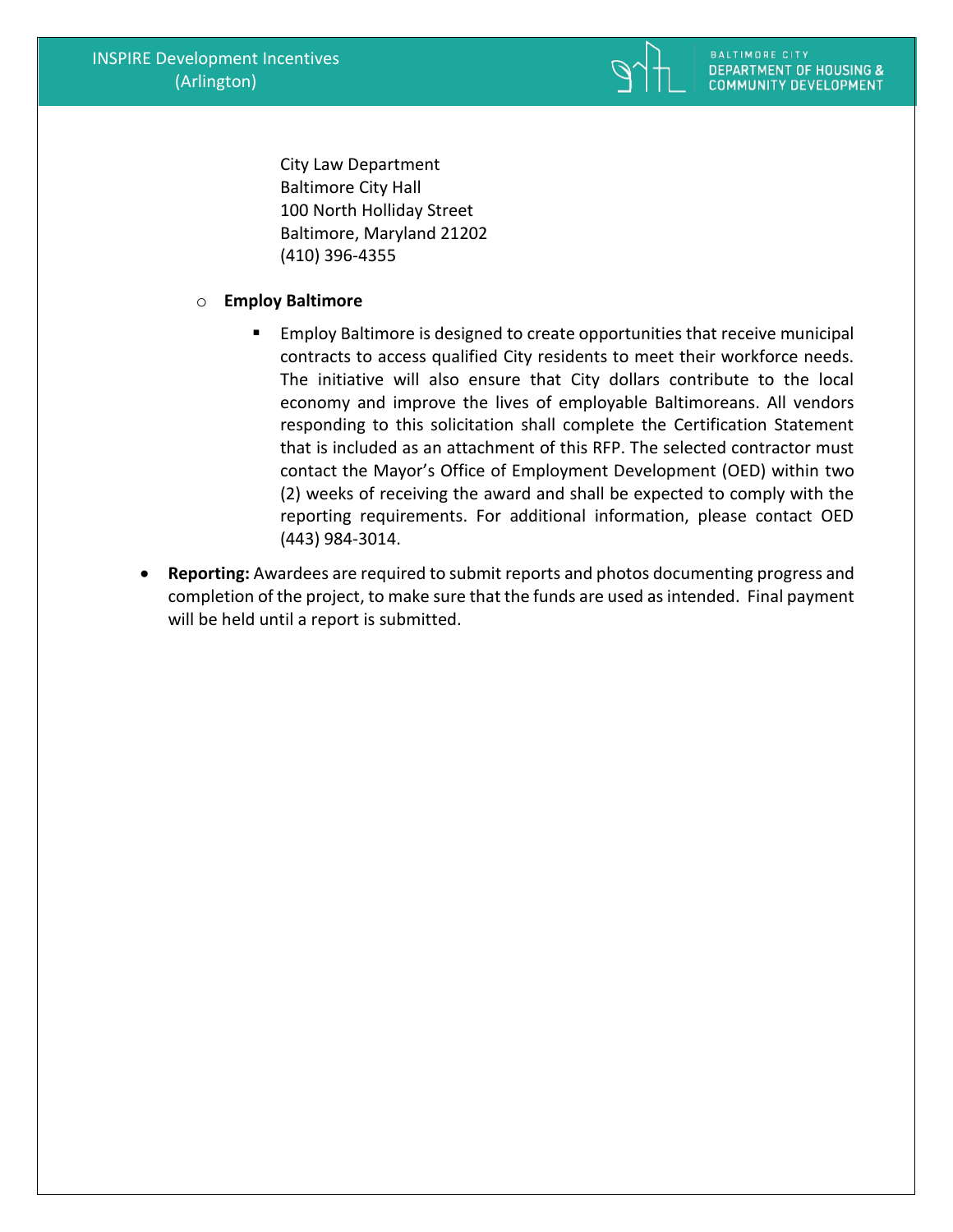City Law Department
Baltimore City Hall
100 North Holliday Street
Baltimore, Maryland 21202
(410) 396-4355

- **Employ Baltimore**
  - Employ Baltimore is designed to create opportunities that receive municipal contracts to access qualified City residents to meet their workforce needs. The initiative will also ensure that City dollars contribute to the local economy and improve the lives of employable Baltimoreans. All vendors responding to this solicitation shall complete the Certification Statement that is included as an attachment of this RFP. The selected contractor must contact the Mayor's Office of Employment Development (OED) within two (2) weeks of receiving the award and shall be expected to comply with the reporting requirements. For additional information, please contact OED (443) 984-3014.

- **Reporting:** Awardees are required to submit reports and photos documenting progress and completion of the project, to make sure that the funds are used as intended. Final payment will be held until a report is submitted.